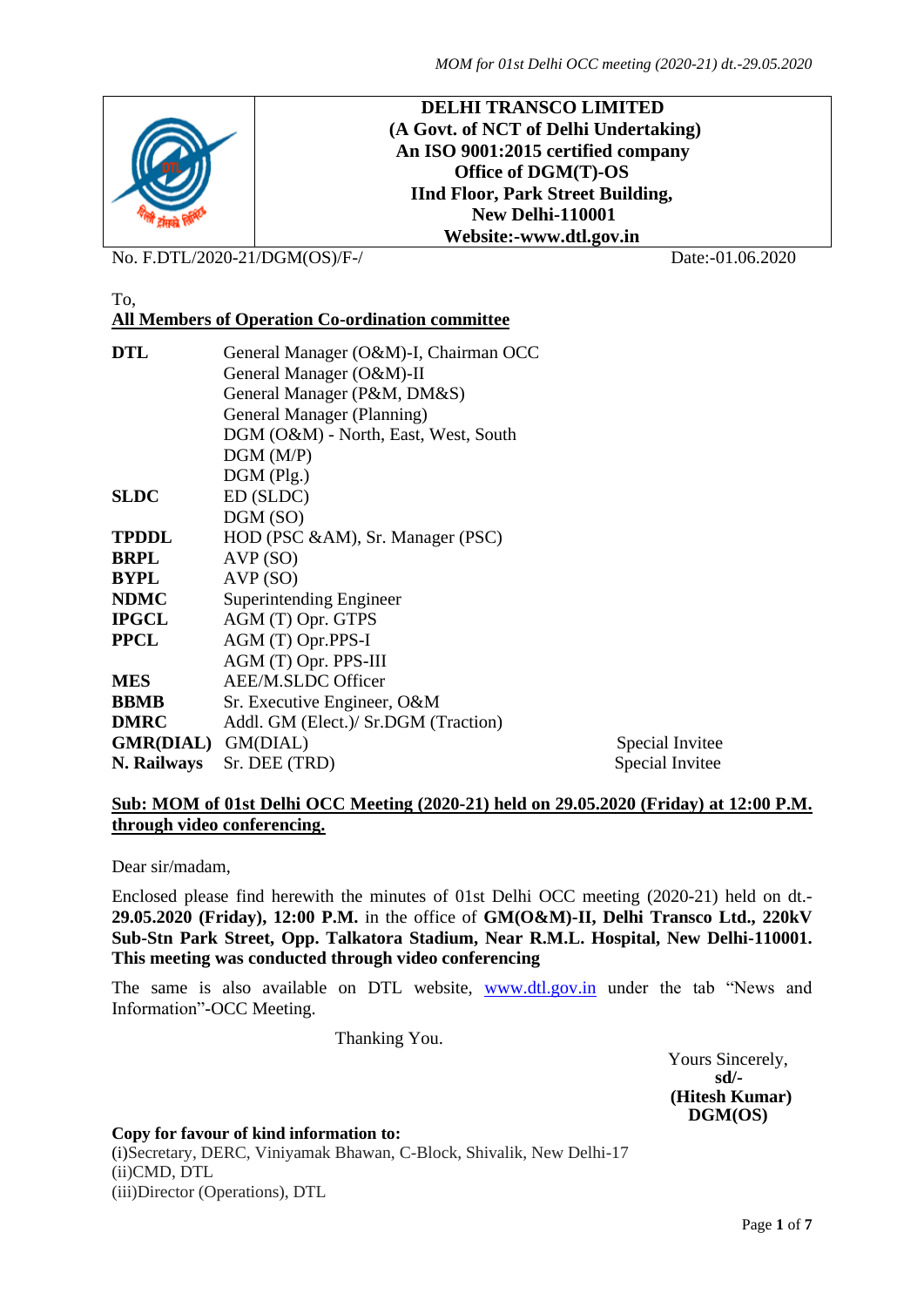**DELHI TRANSCO LIMITED**
**(A Govt. of NCT of Delhi Undertaking)**
**An ISO 9001:2015 certified company**
**Office of DGM(T)-OS**
**IInd Floor, Park Street Building,**
**New Delhi-110001**
**Website:-www.dtl.gov.in**

No. F.DTL/2020-21/DGM(OS)/F-/ Date:-01.06.2020

To,
**All Members of Operation Co-ordination committee**

| | | |
|---|---|---|
| **DTL** | General Manager (O&M)-I, Chairman OCC | |
| | General Manager (O&M)-II | |
| | General Manager (P&M, DM&S) | |
| | General Manager (Planning) | |
| | DGM (O&M) - North, East, West, South | |
| | DGM (M/P) | |
| | DGM (Plg.) | |
| **SLDC** | ED (SLDC) | |
| | DGM (SO) | |
| **TPDDL** | HOD (PSC &AM), Sr. Manager (PSC) | |
| **BRPL** | AVP (SO) | |
| **BYPL** | AVP (SO) | |
| **NDMC** | Superintending Engineer | |
| **IPGCL** | AGM (T) Opr. GTPS | |
| **PPCL** | AGM (T) Opr.PPS-I | |
| | AGM (T) Opr. PPS-III | |
| **MES** | AEE/M.SLDC Officer | |
| **BBMB** | Sr. Executive Engineer, O&M | |
| **DMRC** | Addl. GM (Elect.)/ Sr.DGM (Traction) | |
| **GMR(DIAL)** | GM(DIAL) | Special Invitee |
| **N. Railways** | Sr. DEE (TRD) | Special Invitee |

**Sub: MOM of 01st Delhi OCC Meeting (2020-21) held on 29.05.2020 (Friday) at 12:00 P.M. through video conferencing.**

Dear sir/madam,

Enclosed please find herewith the minutes of 01st Delhi OCC meeting (2020-21) held on dt.- **29.05.2020 (Friday), 12:00 P.M.** in the office of **GM(O&M)-II, Delhi Transco Ltd., 220kV Sub-Stn Park Street, Opp. Talkatora Stadium, Near R.M.L. Hospital, New Delhi-110001. This meeting was conducted through video conferencing**

The same is also available on DTL website, www.dtl.gov.in under the tab "News and Information"-OCC Meeting.

Thanking You.

Yours Sincerely,
**sd/-**
**(Hitesh Kumar)**
**DGM(OS)**

**Copy for favour of kind information to:**
(i)Secretary, DERC, Viniyamak Bhawan, C-Block, Shivalik, New Delhi-17
(ii)CMD, DTL
(iii)Director (Operations), DTL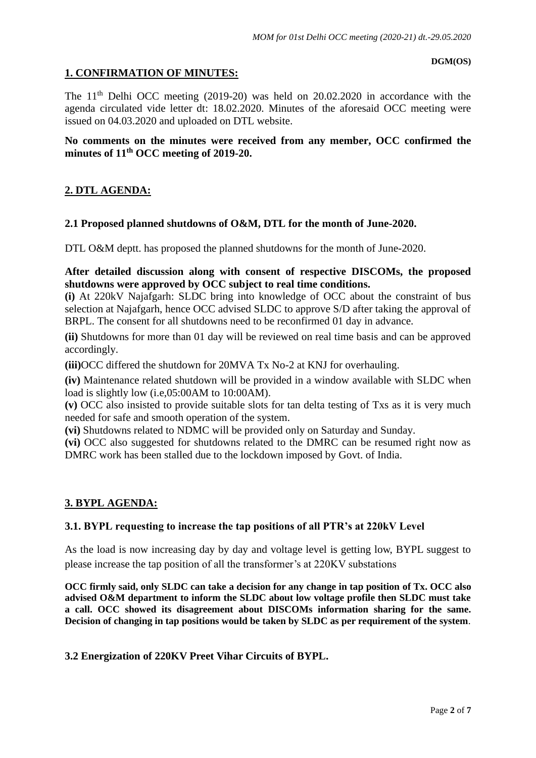**DGM(OS)**

## 1. CONFIRMATION OF MINUTES:

The 11th Delhi OCC meeting (2019-20) was held on 20.02.2020 in accordance with the agenda circulated vide letter dt: 18.02.2020. Minutes of the aforesaid OCC meeting were issued on 04.03.2020 and uploaded on DTL website.

**No comments on the minutes were received from any member, OCC confirmed the minutes of 11th OCC meeting of 2019-20.**

## 2. DTL AGENDA:

### 2.1 Proposed planned shutdowns of O&M, DTL for the month of June-2020.

DTL O&M deptt. has proposed the planned shutdowns for the month of June-2020.

**After detailed discussion along with consent of respective DISCOMs, the proposed shutdowns were approved by OCC subject to real time conditions.**

**(i)** At 220kV Najafgarh: SLDC bring into knowledge of OCC about the constraint of bus selection at Najafgarh, hence OCC advised SLDC to approve S/D after taking the approval of BRPL. The consent for all shutdowns need to be reconfirmed 01 day in advance.

**(ii)** Shutdowns for more than 01 day will be reviewed on real time basis and can be approved accordingly.

**(iii)**OCC differed the shutdown for 20MVA Tx No-2 at KNJ for overhauling.

**(iv)** Maintenance related shutdown will be provided in a window available with SLDC when load is slightly low (i.e,05:00AM to 10:00AM).

**(v)** OCC also insisted to provide suitable slots for tan delta testing of Txs as it is very much needed for safe and smooth operation of the system.

**(vi)** Shutdowns related to NDMC will be provided only on Saturday and Sunday.

**(vi)** OCC also suggested for shutdowns related to the DMRC can be resumed right now as DMRC work has been stalled due to the lockdown imposed by Govt. of India.

## 3. BYPL AGENDA:

### 3.1. BYPL requesting to increase the tap positions of all PTR's at 220kV Level

As the load is now increasing day by day and voltage level is getting low, BYPL suggest to please increase the tap position of all the transformer's at 220KV substations

**OCC firmly said, only SLDC can take a decision for any change in tap position of Tx. OCC also advised O&M department to inform the SLDC about low voltage profile then SLDC must take a call. OCC showed its disagreement about DISCOMs information sharing for the same. Decision of changing in tap positions would be taken by SLDC as per requirement of the system**.

### 3.2 Energization of 220KV Preet Vihar Circuits of BYPL.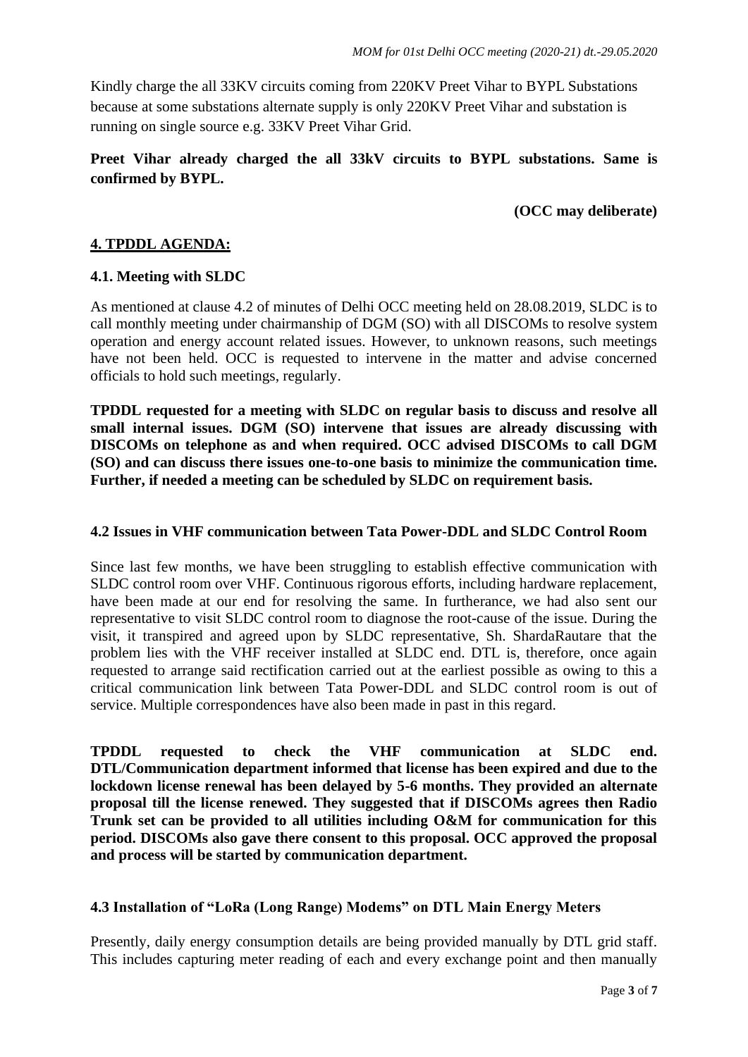Kindly charge the all 33KV circuits coming from 220KV Preet Vihar to BYPL Substations because at some substations alternate supply is only 220KV Preet Vihar and substation is running on single source e.g. 33KV Preet Vihar Grid.

**Preet Vihar already charged the all 33kV circuits to BYPL substations. Same is confirmed by BYPL.**

**(OCC may deliberate)**

## 4. TPDDL AGENDA:

### 4.1. Meeting with SLDC

As mentioned at clause 4.2 of minutes of Delhi OCC meeting held on 28.08.2019, SLDC is to call monthly meeting under chairmanship of DGM (SO) with all DISCOMs to resolve system operation and energy account related issues. However, to unknown reasons, such meetings have not been held. OCC is requested to intervene in the matter and advise concerned officials to hold such meetings, regularly.

**TPDDL requested for a meeting with SLDC on regular basis to discuss and resolve all small internal issues. DGM (SO) intervene that issues are already discussing with DISCOMs on telephone as and when required. OCC advised DISCOMs to call DGM (SO) and can discuss there issues one-to-one basis to minimize the communication time. Further, if needed a meeting can be scheduled by SLDC on requirement basis.**

### 4.2 Issues in VHF communication between Tata Power-DDL and SLDC Control Room

Since last few months, we have been struggling to establish effective communication with SLDC control room over VHF. Continuous rigorous efforts, including hardware replacement, have been made at our end for resolving the same. In furtherance, we had also sent our representative to visit SLDC control room to diagnose the root-cause of the issue. During the visit, it transpired and agreed upon by SLDC representative, Sh. ShardaRautare that the problem lies with the VHF receiver installed at SLDC end. DTL is, therefore, once again requested to arrange said rectification carried out at the earliest possible as owing to this a critical communication link between Tata Power-DDL and SLDC control room is out of service. Multiple correspondences have also been made in past in this regard.

**TPDDL requested to check the VHF communication at SLDC end. DTL/Communication department informed that license has been expired and due to the lockdown license renewal has been delayed by 5-6 months. They provided an alternate proposal till the license renewed. They suggested that if DISCOMs agrees then Radio Trunk set can be provided to all utilities including O&M for communication for this period. DISCOMs also gave there consent to this proposal. OCC approved the proposal and process will be started by communication department.**

### 4.3 Installation of "LoRa (Long Range) Modems" on DTL Main Energy Meters

Presently, daily energy consumption details are being provided manually by DTL grid staff. This includes capturing meter reading of each and every exchange point and then manually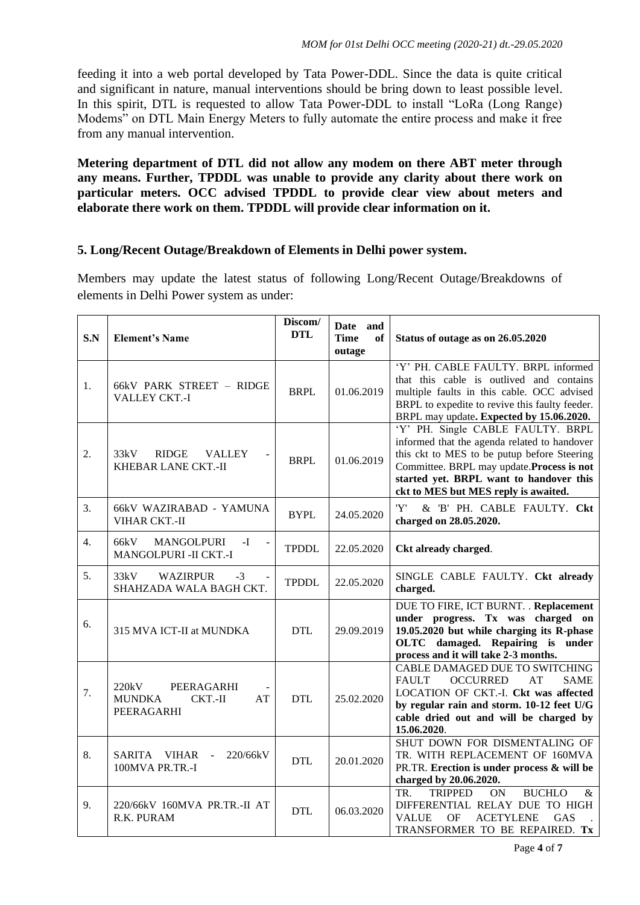feeding it into a web portal developed by Tata Power-DDL. Since the data is quite critical and significant in nature, manual interventions should be bring down to least possible level. In this spirit, DTL is requested to allow Tata Power-DDL to install "LoRa (Long Range) Modems" on DTL Main Energy Meters to fully automate the entire process and make it free from any manual intervention.

**Metering department of DTL did not allow any modem on there ABT meter through any means. Further, TPDDL was unable to provide any clarity about there work on particular meters. OCC advised TPDDL to provide clear view about meters and elaborate there work on them. TPDDL will provide clear information on it.**

### 5. Long/Recent Outage/Breakdown of Elements in Delhi power system.

Members may update the latest status of following Long/Recent Outage/Breakdowns of elements in Delhi Power system as under:

| S.N | Element's Name | Discom/ DTL | Date and Time of outage | Status of outage as on 26.05.2020 |
|---|---|---|---|---|
| 1. | 66kV PARK STREET – RIDGE VALLEY CKT.-I | BRPL | 01.06.2019 | 'Y' PH. CABLE FAULTY. BRPL informed that this cable is outlived and contains multiple faults in this cable. OCC advised BRPL to expedite to revive this faulty feeder. BRPL may update**. Expected by 15.06.2020.** |
| 2. | 33kV RIDGE VALLEY - KHEBAR LANE CKT.-II | BRPL | 01.06.2019 | 'Y' PH. Single CABLE FAULTY. BRPL informed that the agenda related to handover this ckt to MES to be putup before Steering Committee. BRPL may update.**Process is not started yet. BRPL want to handover this ckt to MES but MES reply is awaited.** |
| 3. | 66kV WAZIRABAD - YAMUNA VIHAR CKT.-II | BYPL | 24.05.2020 | 'Y' & 'B' PH. CABLE FAULTY. **Ckt charged on 28.05.2020.** |
| 4. | 66kV MANGOLPURI -I - MANGOLPURI -II CKT.-I | TPDDL | 22.05.2020 | **Ckt already charged**. |
| 5. | 33kV WAZIRPUR -3 - SHAHZADA WALA BAGH CKT. | TPDDL | 22.05.2020 | SINGLE CABLE FAULTY. **Ckt already charged.** |
| 6. | 315 MVA ICT-II at MUNDKA | DTL | 29.09.2019 | DUE TO FIRE, ICT BURNT. . **Replacement under progress. Tx was charged on 19.05.2020 but while charging its R-phase OLTC damaged. Repairing is under process and it will take 2-3 months.** |
| 7. | 220kV PEERAGARHI - MUNDKA CKT.-II AT PEERAGARHI | DTL | 25.02.2020 | CABLE DAMAGED DUE TO SWITCHING FAULT OCCURRED AT SAME LOCATION OF CKT.-I. **Ckt was affected by regular rain and storm. 10-12 feet U/G cable dried out and will be charged by 15.06.2020**. |
| 8. | SARITA VIHAR - 220/66kV 100MVA PR.TR.-I | DTL | 20.01.2020 | SHUT DOWN FOR DISMENTALING OF TR. WITH REPLACEMENT OF 160MVA PR.TR. **Erection is under process & will be charged by 20.06.2020.** |
| 9. | 220/66kV 160MVA PR.TR.-II AT R.K. PURAM | DTL | 06.03.2020 | TR. TRIPPED ON BUCHLO & DIFFERENTIAL RELAY DUE TO HIGH VALUE OF ACETYLENE GAS . TRANSFORMER TO BE REPAIRED. **Tx** |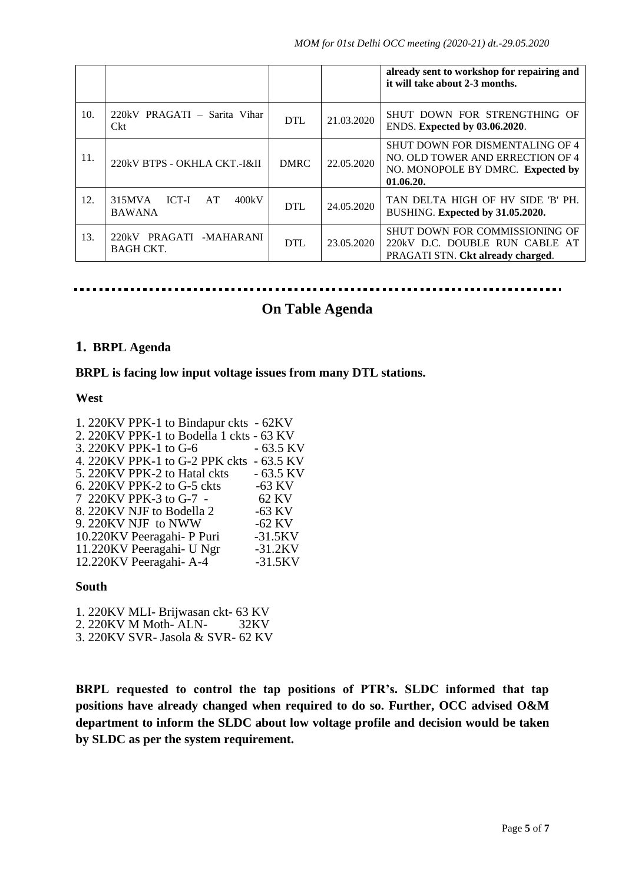|  |  |  |  | **already sent to workshop for repairing and it will take about 2-3 months.** |
|---|---|---|---|---|
| 10. | 220kV PRAGATI – Sarita Vihar Ckt | DTL | 21.03.2020 | SHUT DOWN FOR STRENGTHING OF ENDS. **Expected by 03.06.2020**. |
| 11. | 220kV BTPS - OKHLA CKT.-I&II | DMRC | 22.05.2020 | SHUT DOWN FOR DISMENTALING OF 4 NO. OLD TOWER AND ERRECTION OF 4 NO. MONOPOLE BY DMRC. **Expected by 01.06.20.** |
| 12. | 315MVA ICT-I AT 400kV BAWANA | DTL | 24.05.2020 | TAN DELTA HIGH OF HV SIDE 'B' PH. BUSHING. **Expected by 31.05.2020.** |
| 13. | 220kV PRAGATI -MAHARANI BAGH CKT. | DTL | 23.05.2020 | SHUT DOWN FOR COMMISSIONING OF 220kV D.C. DOUBLE RUN CABLE AT PRAGATI STN. **Ckt already charged**. |

## On Table Agenda

### 1. BRPL Agenda

**BRPL is facing low input voltage issues from many DTL stations.**

**West**

1. 220KV PPK-1 to Bindapur ckts - 62KV
2. 220KV PPK-1 to Bodella 1 ckts - 63 KV
3. 220KV PPK-1 to G-6 - 63.5 KV
4. 220KV PPK-1 to G-2 PPK ckts - 63.5 KV
5. 220KV PPK-2 to Hatal ckts - 63.5 KV
6. 220KV PPK-2 to G-5 ckts -63 KV
7. 220KV PPK-3 to G-7 - 62 KV
8. 220KV NJF to Bodella 2 -63 KV
9. 220KV NJF to NWW -62 KV
10. 220KV Peeragahi- P Puri -31.5KV
11. 220KV Peeragahi- U Ngr -31.2KV
12. 220KV Peeragahi- A-4 -31.5KV

**South**

1. 220KV MLI- Brijwasan ckt- 63 KV
2. 220KV M Moth- ALN- 32KV
3. 220KV SVR- Jasola & SVR- 62 KV

**BRPL requested to control the tap positions of PTR's. SLDC informed that tap positions have already changed when required to do so. Further, OCC advised O&M department to inform the SLDC about low voltage profile and decision would be taken by SLDC as per the system requirement.**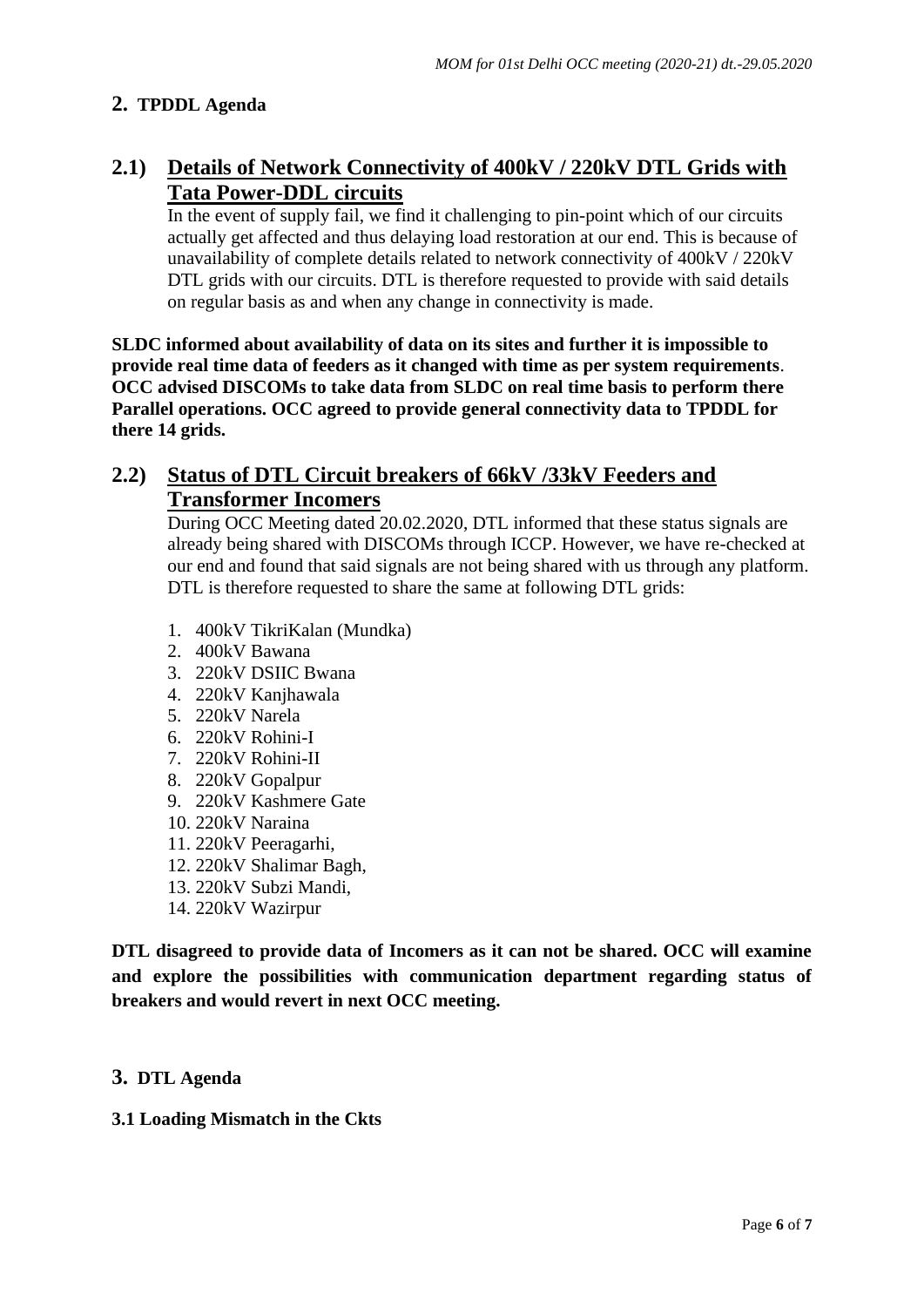## 2. TPDDL Agenda

### 2.1) Details of Network Connectivity of 400kV / 220kV DTL Grids with Tata Power-DDL circuits

In the event of supply fail, we find it challenging to pin-point which of our circuits actually get affected and thus delaying load restoration at our end. This is because of unavailability of complete details related to network connectivity of 400kV / 220kV DTL grids with our circuits. DTL is therefore requested to provide with said details on regular basis as and when any change in connectivity is made.

**SLDC informed about availability of data on its sites and further it is impossible to provide real time data of feeders as it changed with time as per system requirements. OCC advised DISCOMs to take data from SLDC on real time basis to perform there Parallel operations. OCC agreed to provide general connectivity data to TPDDL for there 14 grids.**

### 2.2) Status of DTL Circuit breakers of 66kV /33kV Feeders and Transformer Incomers

During OCC Meeting dated 20.02.2020, DTL informed that these status signals are already being shared with DISCOMs through ICCP. However, we have re-checked at our end and found that said signals are not being shared with us through any platform. DTL is therefore requested to share the same at following DTL grids:

1. 400kV TikriKalan (Mundka)
2. 400kV Bawana
3. 220kV DSIIC Bwana
4. 220kV Kanjhawala
5. 220kV Narela
6. 220kV Rohini-I
7. 220kV Rohini-II
8. 220kV Gopalpur
9. 220kV Kashmere Gate
10. 220kV Naraina
11. 220kV Peeragarhi,
12. 220kV Shalimar Bagh,
13. 220kV Subzi Mandi,
14. 220kV Wazirpur

**DTL disagreed to provide data of Incomers as it can not be shared. OCC will examine and explore the possibilities with communication department regarding status of breakers and would revert in next OCC meeting.**

## 3. DTL Agenda

**3.1 Loading Mismatch in the Ckts**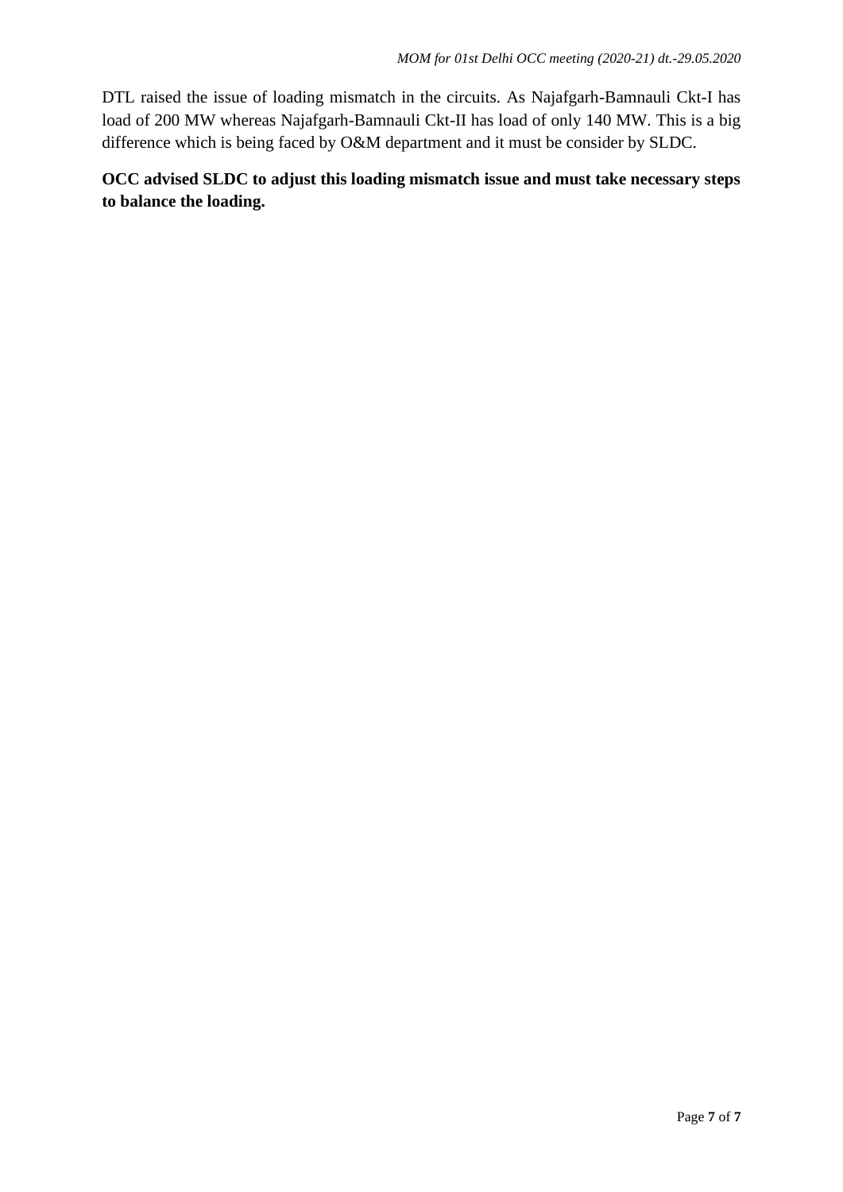DTL raised the issue of loading mismatch in the circuits. As Najafgarh-Bamnauli Ckt-I has load of 200 MW whereas Najafgarh-Bamnauli Ckt-II has load of only 140 MW. This is a big difference which is being faced by O&M department and it must be consider by SLDC.

**OCC advised SLDC to adjust this loading mismatch issue and must take necessary steps to balance the loading.**